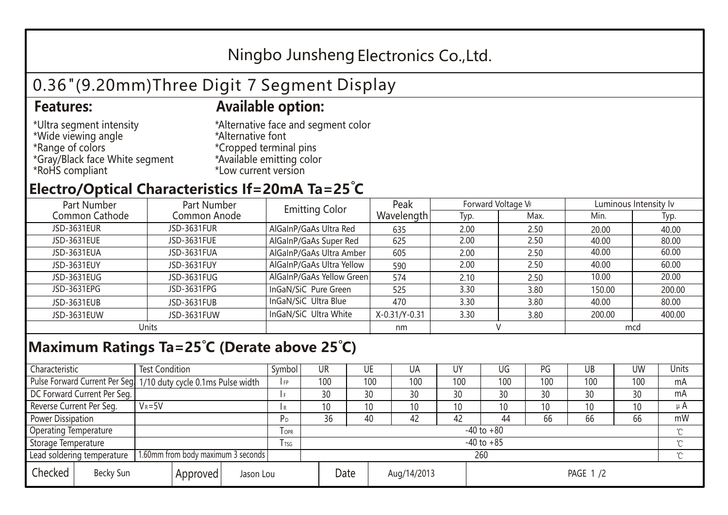# Ningbo Junsheng Electronics Co.,Ltd.

## 0.36"(9.20mm)Three Digit 7 Segment Display

**Features:**

*Ultra segment intensity
*Wide viewing angle
*Range of colors
*Gray/Black face White segment
*RoHS compliant

**Available option:**

*Alternative face and segment color
*Alternative font
*Cropped terminal pins
*Available emitting color
*Low current version

## Electro/Optical Characteristics If=20mA Ta=25˚C

| Part Number Common Cathode | Part Number Common Anode | Emitting Color | Peak Wavelength | Forward Voltage $V_F$ | | Luminous Intensity Iv | |
|---|---|---|---|---|---|---|---|
| | | | | Typ. | Max. | Min. | Typ. |
| JSD-3631EUR | JSD-3631FUR | AlGaInP/GaAs Ultra Red | 635 | 2.00 | 2.50 | 20.00 | 40.00 |
| JSD-3631EUE | JSD-3631FUE | AlGaInP/GaAs Super Red | 625 | 2.00 | 2.50 | 40.00 | 80.00 |
| JSD-3631EUA | JSD-3631FUA | AlGaInP/GaAs Ultra Amber | 605 | 2.00 | 2.50 | 40.00 | 60.00 |
| JSD-3631EUY | JSD-3631FUY | AlGaInP/GaAs Ultra Yellow | 590 | 2.00 | 2.50 | 40.00 | 60.00 |
| JSD-3631EUG | JSD-3631FUG | AlGaInP/GaAs Yellow Green | 574 | 2.10 | 2.50 | 10.00 | 20.00 |
| JSD-3631EPG | JSD-3631FPG | InGaN/SiC Pure Green | 525 | 3.30 | 3.80 | 150.00 | 200.00 |
| JSD-3631EUB | JSD-3631FUB | InGaN/SiC Ultra Blue | 470 | 3.30 | 3.80 | 40.00 | 80.00 |
| JSD-3631EUW | JSD-3631FUW | InGaN/SiC Ultra White | X-0.31/Y-0.31 | 3.30 | 3.80 | 200.00 | 400.00 |
| Units | | | nm | V | | mcd | |

## Maximum Ratings Ta=25℃ (Derate above 25℃)

| Characteristic | Test Condition | Symbol | UR | UE | UA | UY | UG | PG | UB | UW | Units |
|---|---|---|---|---|---|---|---|---|---|---|---|
| Pulse Forward Current Per Seg. | 1/10 duty cycle 0.1ms Pulse width | $I_{FP}$ | 100 | 100 | 100 | 100 | 100 | 100 | 100 | 100 | mA |
| DC Forward Current Per Seg. | | $I_F$ | 30 | 30 | 30 | 30 | 30 | 30 | 30 | 30 | mA |
| Reverse Current Per Seg. | $V_R$=5V | $I_R$ | 10 | 10 | 10 | 10 | 10 | 10 | 10 | 10 | μA |
| Power Dissipation | | $P_D$ | 36 | 40 | 42 | 42 | 44 | 66 | 66 | 66 | mW |
| Operating Temperature | | $T_{OPR}$ | -40 to +80 | | | | | | | | ℃ |
| Storage Temperature | | $T_{TSG}$ | -40 to +85 | | | | | | | | ℃ |
| Lead soldering temperature | 1.60mm from body maximum 3 seconds | | 260 | | | | | | | | ℃ |

| Checked | Becky Sun | Approved | Jason Lou | Date | Aug/14/2013 |
|---|---|---|---|---|---|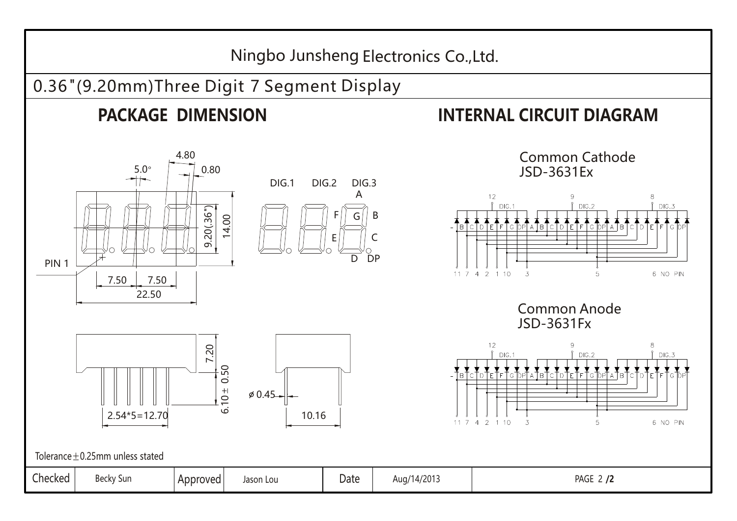Ningbo Junsheng Electronics Co.,Ltd.

0.36"(9.20mm)Three Digit 7 Segment Display

## PACKAGE DIMENSION

4.80
5.0°
0.80
9.20(.36")
14.00
PIN 1
7.50
7.50
22.50

DIG.1 DIG.2 DIG.3
A
F G B
E C
D DP

7.20
6.10 ± 0.50
ø 0.45
2.54*5=12.70
10.16

Tolerance ± 0.25mm unless stated

## INTERNAL CIRCUIT DIAGRAM

Common Cathode
JSD-3631Ex

12 DIG.1 9 DIG.2 8 DIG.3
- B C D E F G DP A B C D E F G DP A B C D E F G DP
11 7 4 2 1 10 3 5 6 NO PIN

Common Anode
JSD-3631Fx

12 DIG.1 9 DIG.2 8 DIG.3
- B C D E F G DP A B C D E F G DP A B C D E F G DP
11 7 4 2 1 10 3 5 6 NO PIN

| Checked | Becky Sun | Approved | Jason Lou | Date | Aug/14/2013 |
| --- | --- | --- | --- | --- | --- |